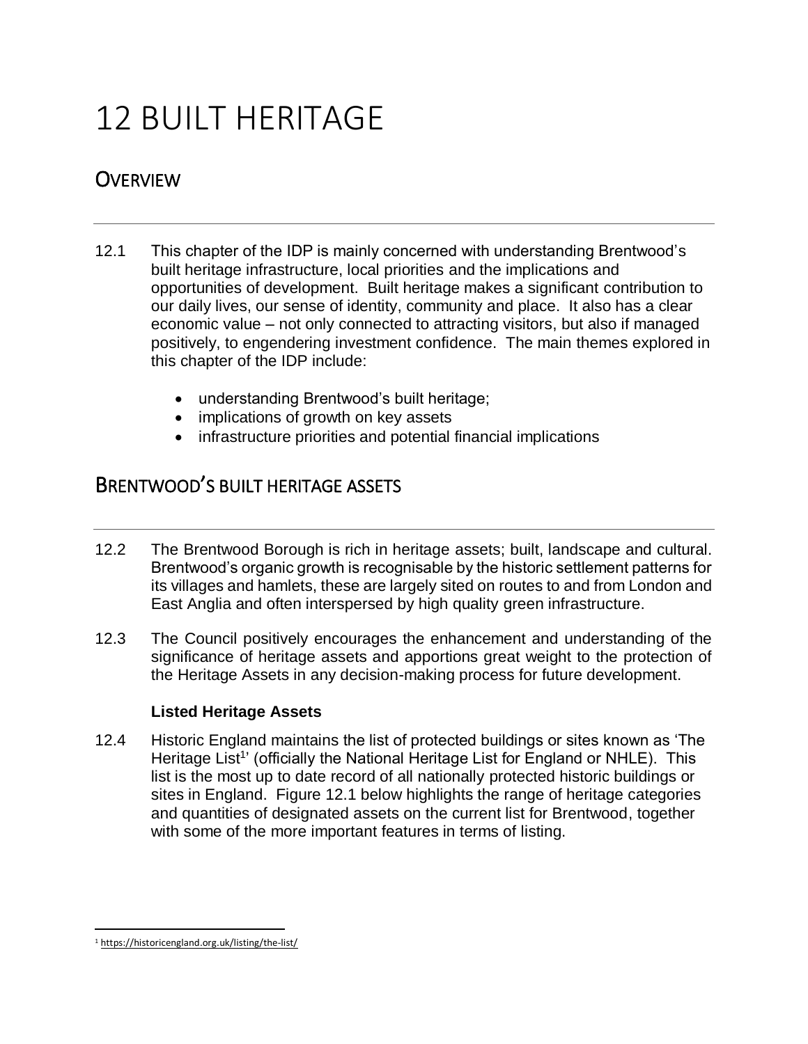# 12 BUILT HERITAGE

## OVERVIEW

12.1 This chapter of the IDP is mainly concerned with understanding Brentwood's built heritage infrastructure, local priorities and the implications and opportunities of development. Built heritage makes a significant contribution to our daily lives, our sense of identity, community and place. It also has a clear economic value – not only connected to attracting visitors, but also if managed positively, to engendering investment confidence. The main themes explored in this chapter of the IDP include:

- understanding Brentwood's built heritage;
- implications of growth on key assets
- infrastructure priorities and potential financial implications

## BRENTWOOD'S BUILT HERITAGE ASSETS

12.2 The Brentwood Borough is rich in heritage assets; built, landscape and cultural. Brentwood's organic growth is recognisable by the historic settlement patterns for its villages and hamlets, these are largely sited on routes to and from London and East Anglia and often interspersed by high quality green infrastructure.

12.3 The Council positively encourages the enhancement and understanding of the significance of heritage assets and apportions great weight to the protection of the Heritage Assets in any decision-making process for future development.

### Listed Heritage Assets

12.4 Historic England maintains the list of protected buildings or sites known as 'The Heritage List[1]' (officially the National Heritage List for England or NHLE). This list is the most up to date record of all nationally protected historic buildings or sites in England. Figure 12.1 below highlights the range of heritage categories and quantities of designated assets on the current list for Brentwood, together with some of the more important features in terms of listing.

[1] https://historicengland.org.uk/listing/the-list/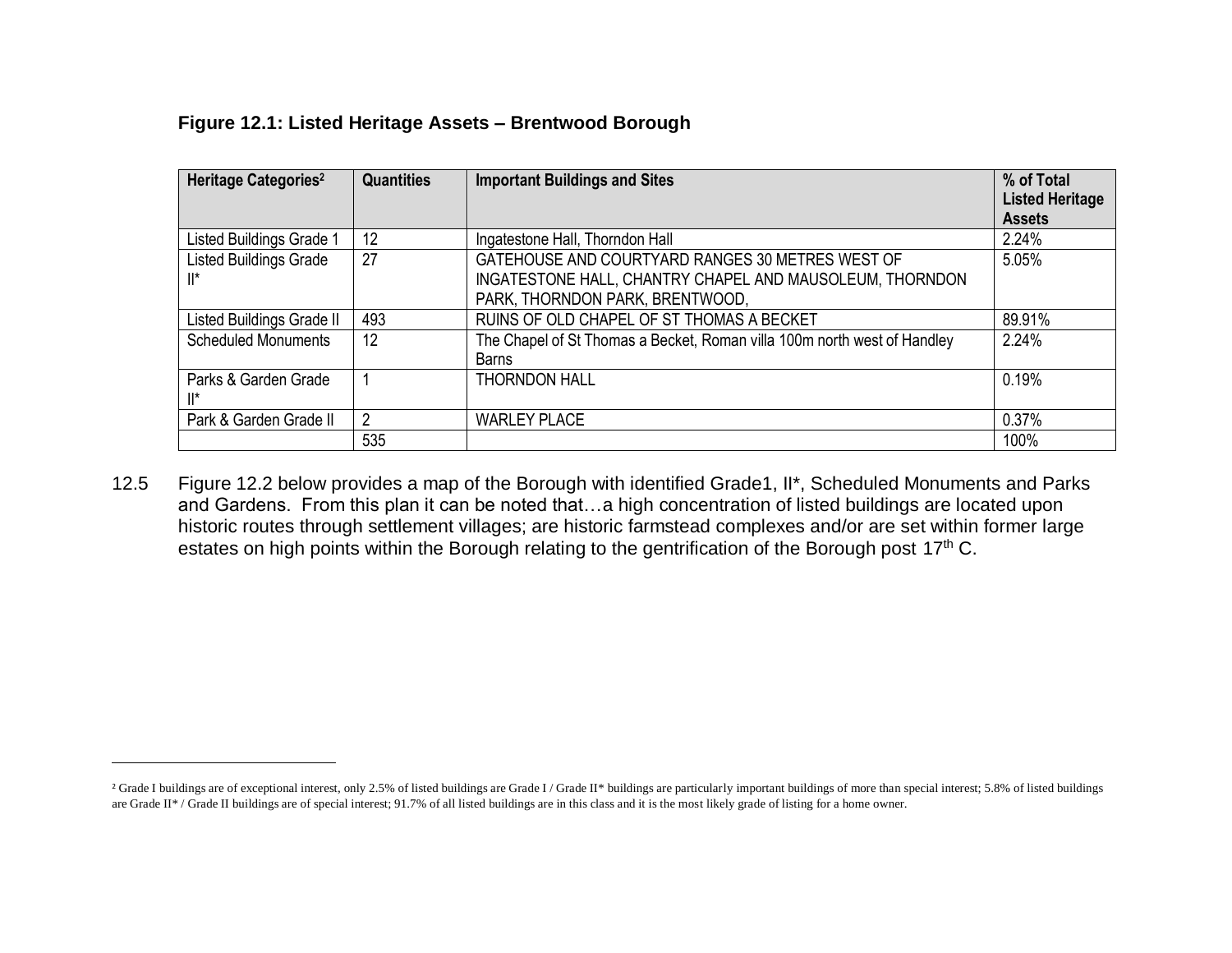**Figure 12.1: Listed Heritage Assets – Brentwood Borough**

| Heritage Categories[2] | Quantities | Important Buildings and Sites | % of Total Listed Heritage Assets |
|---|---|---|---|
| Listed Buildings Grade 1 | 12 | Ingatestone Hall, Thorndon Hall | 2.24% |
| Listed Buildings Grade II* | 27 | GATEHOUSE AND COURTYARD RANGES 30 METRES WEST OF INGATESTONE HALL, CHANTRY CHAPEL AND MAUSOLEUM, THORNDON PARK, THORNDON PARK, BRENTWOOD, | 5.05% |
| Listed Buildings Grade II | 493 | RUINS OF OLD CHAPEL OF ST THOMAS A BECKET | 89.91% |
| Scheduled Monuments | 12 | The Chapel of St Thomas a Becket, Roman villa 100m north west of Handley Barns | 2.24% |
| Parks & Garden Grade II* | 1 | THORNDON HALL | 0.19% |
| Park & Garden Grade II | 2 | WARLEY PLACE | 0.37% |
| | 535 | | 100% |

12.5 Figure 12.2 below provides a map of the Borough with identified Grade1, II*, Scheduled Monuments and Parks and Gardens. From this plan it can be noted that…a high concentration of listed buildings are located upon historic routes through settlement villages; are historic farmstead complexes and/or are set within former large estates on high points within the Borough relating to the gentrification of the Borough post 17th C.

[2] Grade I buildings are of exceptional interest, only 2.5% of listed buildings are Grade I / Grade II* buildings are particularly important buildings of more than special interest; 5.8% of listed buildings are Grade II* / Grade II buildings are of special interest; 91.7% of all listed buildings are in this class and it is the most likely grade of listing for a home owner.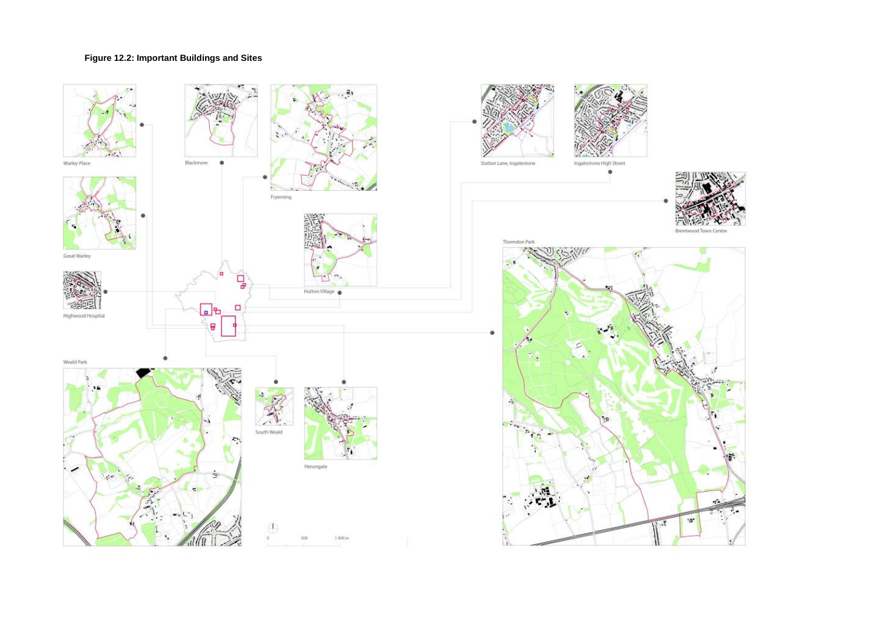**Figure 12.2: Important Buildings and Sites**

Warley Place

Blackmore

Fryerning

Station Lane, Ingatestone

Ingatestone High Street

Great Warley

Brentwood Town Centre

Thorndon Park

Hutton Village

Highwood Hospital

Weald Park

South Weald

Herongate

0 500 1 000 m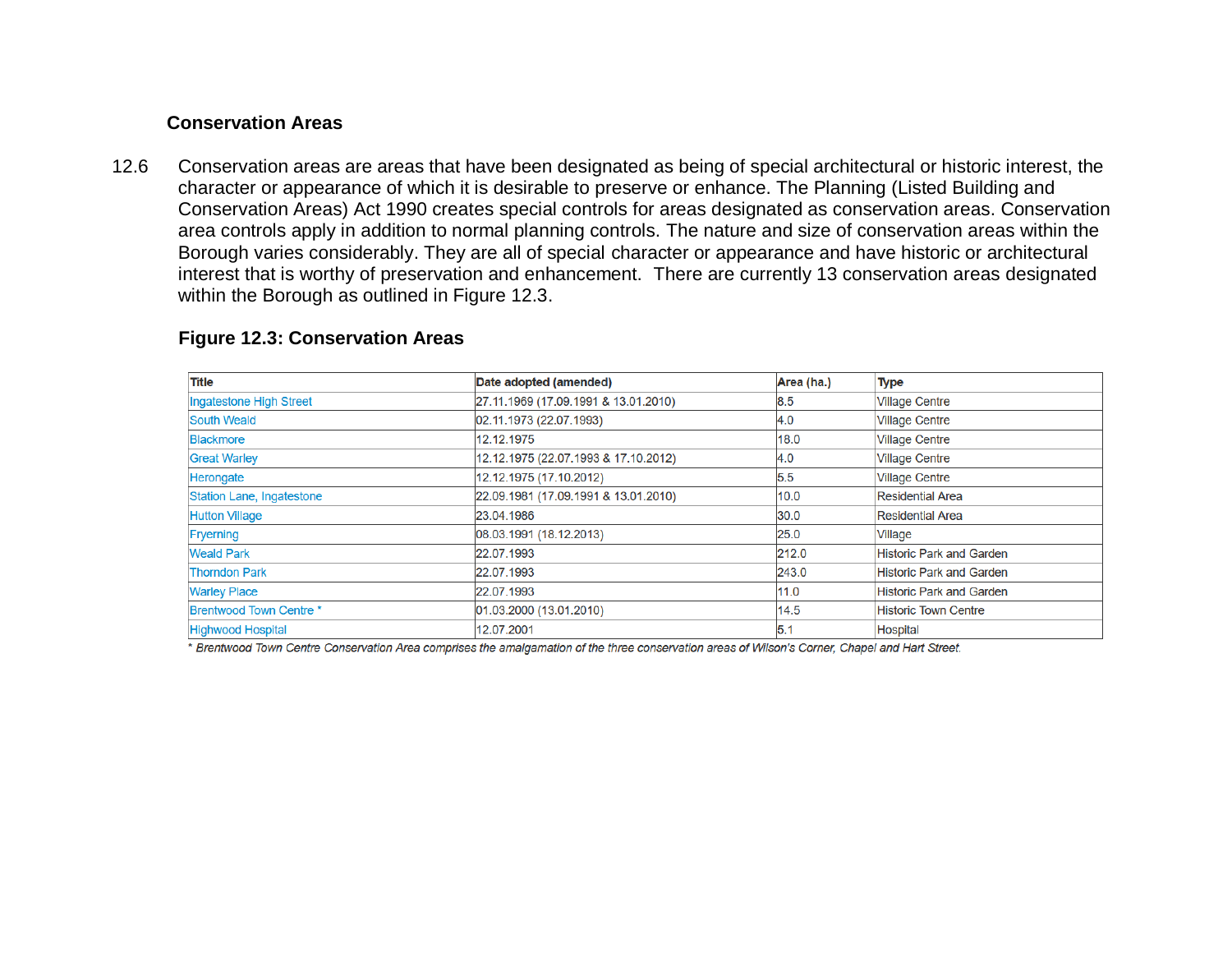## Conservation Areas

12.6 Conservation areas are areas that have been designated as being of special architectural or historic interest, the character or appearance of which it is desirable to preserve or enhance. The Planning (Listed Building and Conservation Areas) Act 1990 creates special controls for areas designated as conservation areas. Conservation area controls apply in addition to normal planning controls. The nature and size of conservation areas within the Borough varies considerably. They are all of special character or appearance and have historic or architectural interest that is worthy of preservation and enhancement. There are currently 13 conservation areas designated within the Borough as outlined in Figure 12.3.

### Figure 12.3: Conservation Areas

| Title | Date adopted (amended) | Area (ha.) | Type |
|---|---|---|---|
| Ingatestone High Street | 27.11.1969 (17.09.1991 & 13.01.2010) | 8.5 | Village Centre |
| South Weald | 02.11.1973 (22.07.1993) | 4.0 | Village Centre |
| Blackmore | 12.12.1975 | 18.0 | Village Centre |
| Great Warley | 12.12.1975 (22.07.1993 & 17.10.2012) | 4.0 | Village Centre |
| Herongate | 12.12.1975 (17.10.2012) | 5.5 | Village Centre |
| Station Lane, Ingatestone | 22.09.1981 (17.09.1991 & 13.01.2010) | 10.0 | Residential Area |
| Hutton Village | 23.04.1986 | 30.0 | Residential Area |
| Fryerning | 08.03.1991 (18.12.2013) | 25.0 | Village |
| Weald Park | 22.07.1993 | 212.0 | Historic Park and Garden |
| Thorndon Park | 22.07.1993 | 243.0 | Historic Park and Garden |
| Warley Place | 22.07.1993 | 11.0 | Historic Park and Garden |
| Brentwood Town Centre * | 01.03.2000 (13.01.2010) | 14.5 | Historic Town Centre |
| Highwood Hospital | 12.07.2001 | 5.1 | Hospital |

*\* Brentwood Town Centre Conservation Area comprises the amalgamation of the three conservation areas of Wilson's Corner, Chapel and Hart Street.*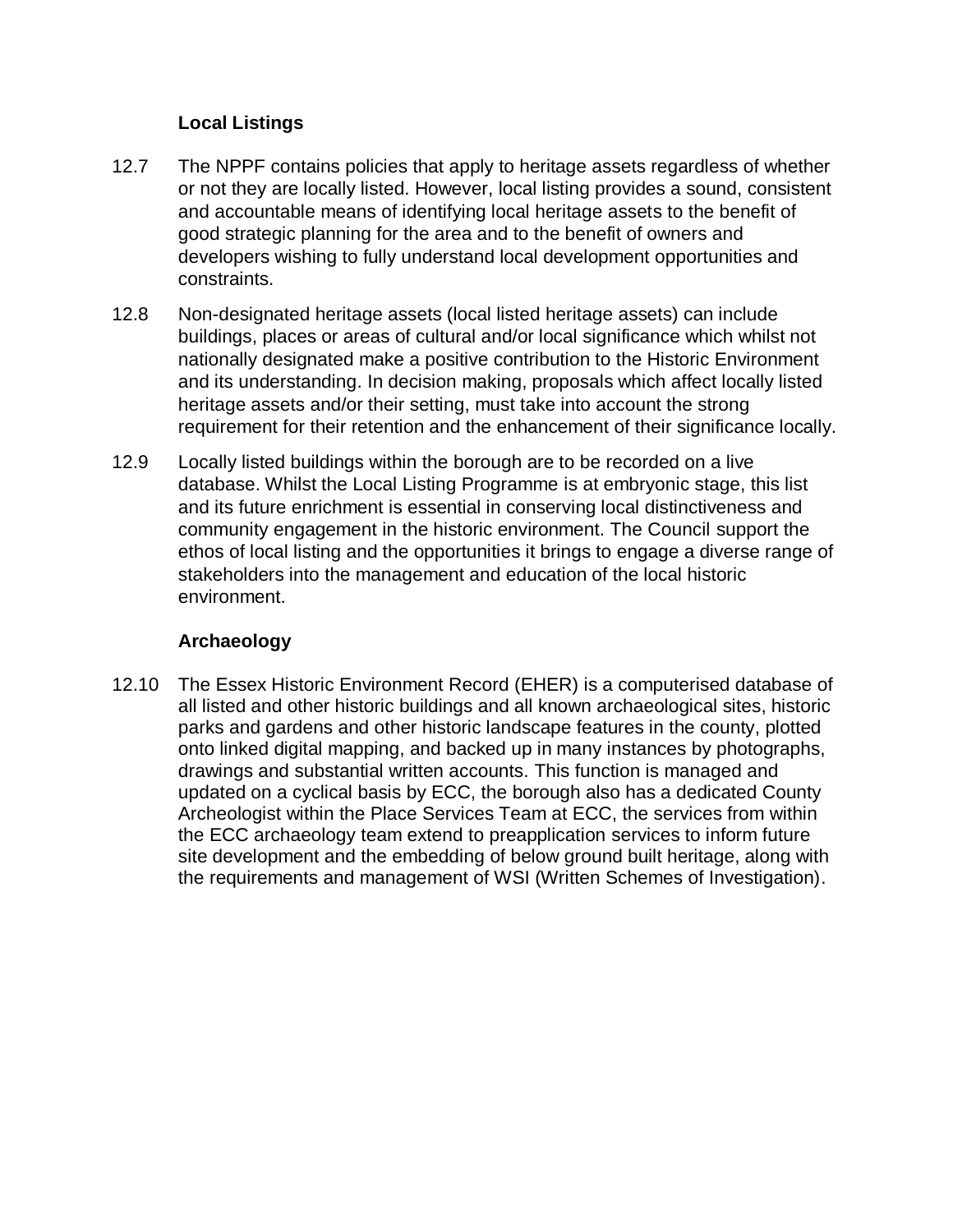### Local Listings

12.7 The NPPF contains policies that apply to heritage assets regardless of whether or not they are locally listed. However, local listing provides a sound, consistent and accountable means of identifying local heritage assets to the benefit of good strategic planning for the area and to the benefit of owners and developers wishing to fully understand local development opportunities and constraints.

12.8 Non-designated heritage assets (local listed heritage assets) can include buildings, places or areas of cultural and/or local significance which whilst not nationally designated make a positive contribution to the Historic Environment and its understanding. In decision making, proposals which affect locally listed heritage assets and/or their setting, must take into account the strong requirement for their retention and the enhancement of their significance locally.

12.9 Locally listed buildings within the borough are to be recorded on a live database. Whilst the Local Listing Programme is at embryonic stage, this list and its future enrichment is essential in conserving local distinctiveness and community engagement in the historic environment. The Council support the ethos of local listing and the opportunities it brings to engage a diverse range of stakeholders into the management and education of the local historic environment.

### Archaeology

12.10 The Essex Historic Environment Record (EHER) is a computerised database of all listed and other historic buildings and all known archaeological sites, historic parks and gardens and other historic landscape features in the county, plotted onto linked digital mapping, and backed up in many instances by photographs, drawings and substantial written accounts. This function is managed and updated on a cyclical basis by ECC, the borough also has a dedicated County Archeologist within the Place Services Team at ECC, the services from within the ECC archaeology team extend to preapplication services to inform future site development and the embedding of below ground built heritage, along with the requirements and management of WSI (Written Schemes of Investigation).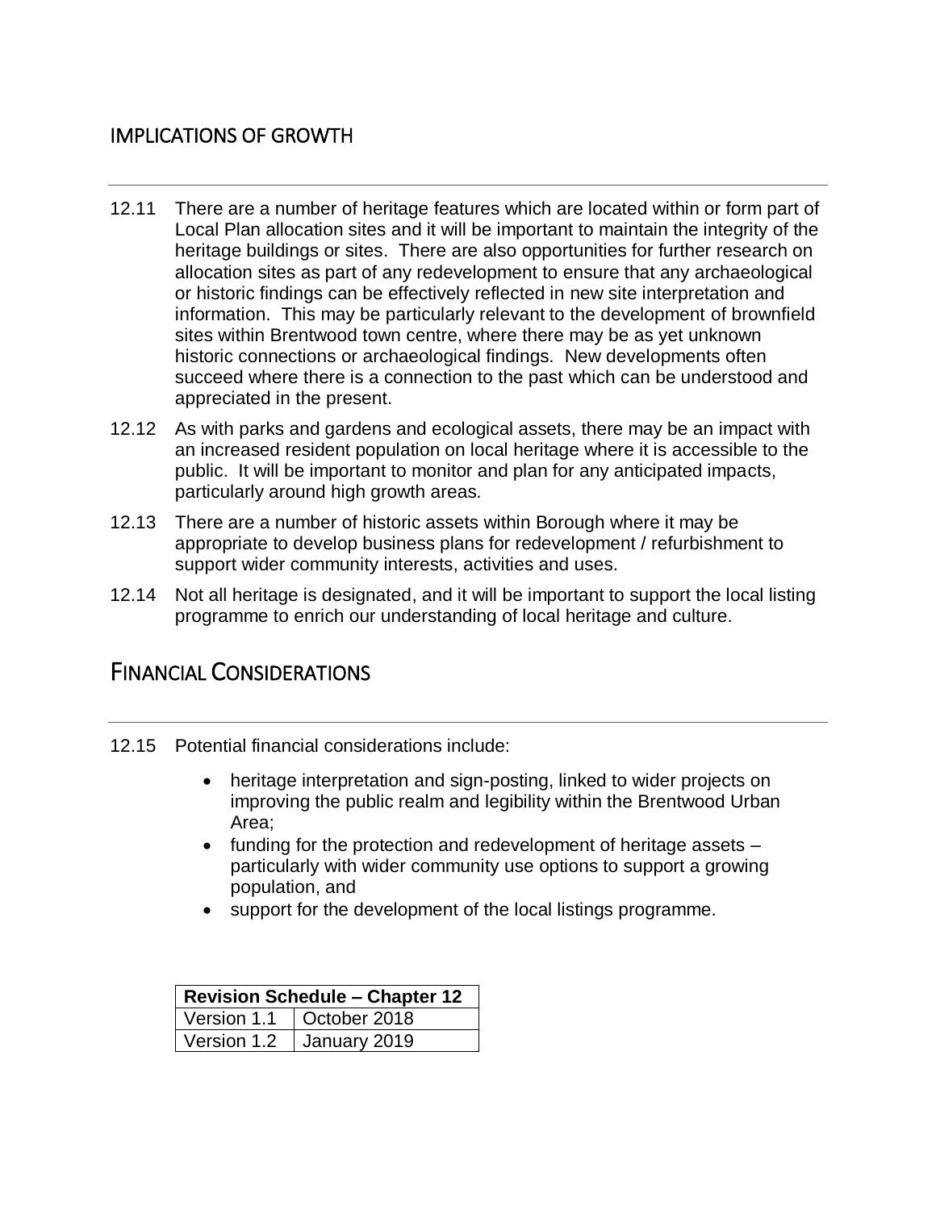## IMPLICATIONS OF GROWTH

12.11 There are a number of heritage features which are located within or form part of Local Plan allocation sites and it will be important to maintain the integrity of the heritage buildings or sites. There are also opportunities for further research on allocation sites as part of any redevelopment to ensure that any archaeological or historic findings can be effectively reflected in new site interpretation and information. This may be particularly relevant to the development of brownfield sites within Brentwood town centre, where there may be as yet unknown historic connections or archaeological findings. New developments often succeed where there is a connection to the past which can be understood and appreciated in the present.

12.12 As with parks and gardens and ecological assets, there may be an impact with an increased resident population on local heritage where it is accessible to the public. It will be important to monitor and plan for any anticipated impacts, particularly around high growth areas.

12.13 There are a number of historic assets within Borough where it may be appropriate to develop business plans for redevelopment / refurbishment to support wider community interests, activities and uses.

12.14 Not all heritage is designated, and it will be important to support the local listing programme to enrich our understanding of local heritage and culture.

## FINANCIAL CONSIDERATIONS

12.15 Potential financial considerations include:

- heritage interpretation and sign-posting, linked to wider projects on improving the public realm and legibility within the Brentwood Urban Area;
- funding for the protection and redevelopment of heritage assets – particularly with wider community use options to support a growing population, and
- support for the development of the local listings programme.

| **Revision Schedule – Chapter 12** | |
|---|---|
| Version 1.1 | October 2018 |
| Version 1.2 | January 2019 |